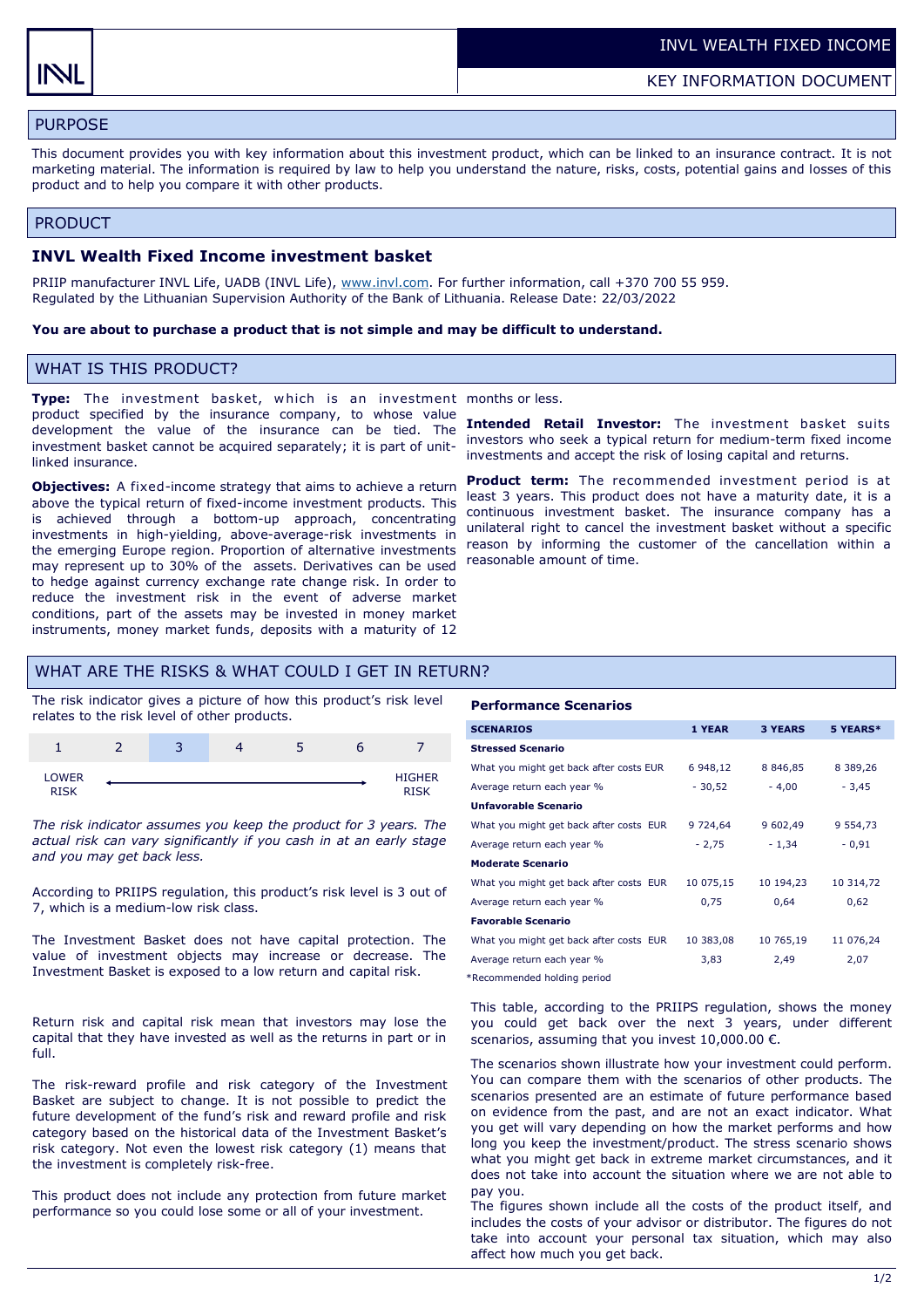INVL WEALTH FIXED INCOME

KEY INFORMATION DOCUMENT

## PURPOSE

This document provides you with key information about this investment product, which can be linked to an insurance contract. It is not marketing material. The information is required by law to help you understand the nature, risks, costs, potential gains and losses of this product and to help you compare it with other products.

## PRODUCT

### INVL Wealth Fixed Income investment basket

PRIIP manufacturer INVL Life, UADB (INVL Life), www.invl.com. For further information, call +370 700 55 959.
Regulated by the Lithuanian Supervision Authority of the Bank of Lithuania. Release Date: 22/03/2022

**You are about to purchase a product that is not simple and may be difficult to understand.**

## WHAT IS THIS PRODUCT?

**Type:** The investment basket, which is an investment product specified by the insurance company, to whose value development the value of the insurance can be tied. The investment basket cannot be acquired separately; it is part of unit-linked insurance.

**Objectives:** A fixed-income strategy that aims to achieve a return above the typical return of fixed-income investment products. This is achieved through a bottom-up approach, concentrating investments in high-yielding, above-average-risk investments in the emerging Europe region. Proportion of alternative investments may represent up to 30% of the assets. Derivatives can be used to hedge against currency exchange rate change risk. In order to reduce the investment risk in the event of adverse market conditions, part of the assets may be invested in money market instruments, money market funds, deposits with a maturity of 12 months or less.

**Intended Retail Investor:** The investment basket suits investors who seek a typical return for medium-term fixed income investments and accept the risk of losing capital and returns.

**Product term:** The recommended investment period is at least 3 years. This product does not have a maturity date, it is a continuous investment basket. The insurance company has a unilateral right to cancel the investment basket without a specific reason by informing the customer of the cancellation within a reasonable amount of time.

## WHAT ARE THE RISKS & WHAT COULD I GET IN RETURN?

The risk indicator gives a picture of how this product's risk level relates to the risk level of other products.

| 1 | 2 | **3** | 4 | 5 | 6 | 7 |
|---|---|---|---|---|---|---|
| LOWER RISK | | | | | | HIGHER RISK |

*The risk indicator assumes you keep the product for 3 years. The actual risk can vary significantly if you cash in at an early stage and you may get back less.*

According to PRIIPS regulation, this product's risk level is 3 out of 7, which is a medium-low risk class.

The Investment Basket does not have capital protection. The value of investment objects may increase or decrease. The Investment Basket is exposed to a low return and capital risk.

Return risk and capital risk mean that investors may lose the capital that they have invested as well as the returns in part or in full.

The risk-reward profile and risk category of the Investment Basket are subject to change. It is not possible to predict the future development of the fund's risk and reward profile and risk category based on the historical data of the Investment Basket's risk category. Not even the lowest risk category (1) means that the investment is completely risk-free.

This product does not include any protection from future market performance so you could lose some or all of your investment.

### Performance Scenarios

| SCENARIOS | 1 YEAR | 3 YEARS | 5 YEARS* |
|---|---|---|---|
| **Stressed Scenario** | | | |
| What you might get back after costs EUR | 6 948,12 | 8 846,85 | 8 389,26 |
| Average return each year % | - 30,52 | - 4,00 | - 3,45 |
| **Unfavorable Scenario** | | | |
| What you might get back after costs EUR | 9 724,64 | 9 602,49 | 9 554,73 |
| Average return each year % | - 2,75 | - 1,34 | - 0,91 |
| **Moderate Scenario** | | | |
| What you might get back after costs EUR | 10 075,15 | 10 194,23 | 10 314,72 |
| Average return each year % | 0,75 | 0,64 | 0,62 |
| **Favorable Scenario** | | | |
| What you might get back after costs EUR | 10 383,08 | 10 765,19 | 11 076,24 |
| Average return each year % | 3,83 | 2,49 | 2,07 |

*Recommended holding period

This table, according to the PRIIPS regulation, shows the money you could get back over the next 3 years, under different scenarios, assuming that you invest 10,000.00 €.

The scenarios shown illustrate how your investment could perform. You can compare them with the scenarios of other products. The scenarios presented are an estimate of future performance based on evidence from the past, and are not an exact indicator. What you get will vary depending on how the market performs and how long you keep the investment/product. The stress scenario shows what you might get back in extreme market circumstances, and it does not take into account the situation where we are not able to pay you.

The figures shown include all the costs of the product itself, and includes the costs of your advisor or distributor. The figures do not take into account your personal tax situation, which may also affect how much you get back.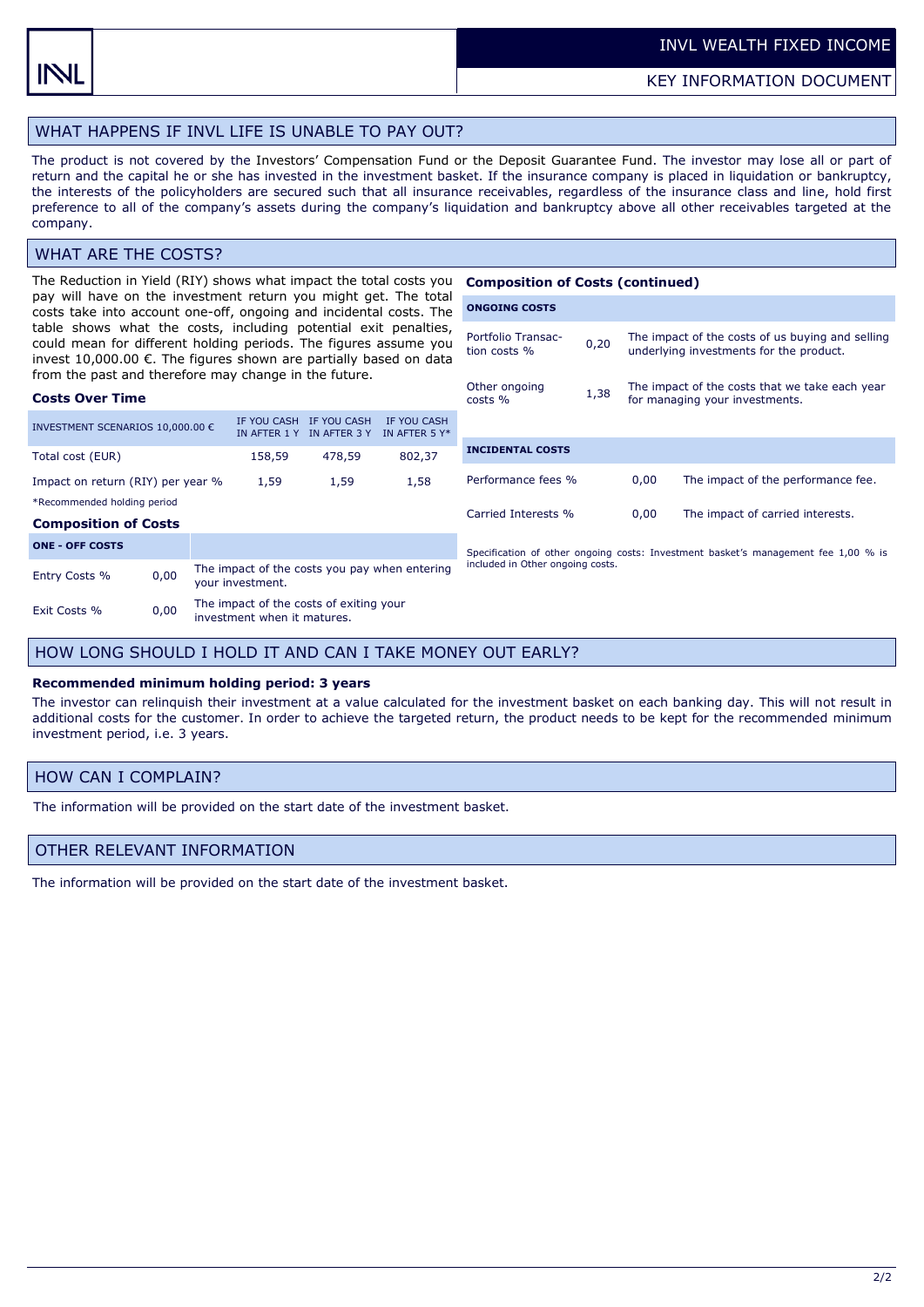## WHAT HAPPENS IF INVL LIFE IS UNABLE TO PAY OUT?

The product is not covered by the Investors' Compensation Fund or the Deposit Guarantee Fund. The investor may lose all or part of return and the capital he or she has invested in the investment basket. If the insurance company is placed in liquidation or bankruptcy, the interests of the policyholders are secured such that all insurance receivables, regardless of the insurance class and line, hold first preference to all of the company's assets during the company's liquidation and bankruptcy above all other receivables targeted at the company.

## WHAT ARE THE COSTS?

The Reduction in Yield (RIY) shows what impact the total costs you pay will have on the investment return you might get. The total costs take into account one-off, ongoing and incidental costs. The table shows what the costs, including potential exit penalties, could mean for different holding periods. The figures assume you invest 10,000.00 €. The figures shown are partially based on data from the past and therefore may change in the future.

### Costs Over Time

| INVESTMENT SCENARIOS 10,000.00 € | IF YOU CASH IN AFTER 1 Y | IF YOU CASH IN AFTER 3 Y | IF YOU CASH IN AFTER 5 Y* |
|---|---|---|---|
| Total cost (EUR) | 158,59 | 478,59 | 802,37 |
| Impact on return (RIY) per year % | 1,59 | 1,59 | 1,58 |

*Recommended holding period

### Composition of Costs

| ONE - OFF COSTS | | |
|---|---|---|
| Entry Costs % | 0,00 | The impact of the costs you pay when entering your investment. |
| Exit Costs % | 0,00 | The impact of the costs of exiting your investment when it matures. |

### Composition of Costs (continued)

| ONGOING COSTS | | |
|---|---|---|
| Portfolio Transaction costs % | 0,20 | The impact of the costs of us buying and selling underlying investments for the product. |
| Other ongoing costs % | 1,38 | The impact of the costs that we take each year for managing your investments. |

| INCIDENTAL COSTS | | |
|---|---|---|
| Performance fees % | 0,00 | The impact of the performance fee. |
| Carried Interests % | 0,00 | The impact of carried interests. |

Specification of other ongoing costs: Investment basket's management fee 1,00 % is included in Other ongoing costs.

## HOW LONG SHOULD I HOLD IT AND CAN I TAKE MONEY OUT EARLY?

**Recommended minimum holding period: 3 years**

The investor can relinquish their investment at a value calculated for the investment basket on each banking day. This will not result in additional costs for the customer. In order to achieve the targeted return, the product needs to be kept for the recommended minimum investment period, i.e. 3 years.

## HOW CAN I COMPLAIN?

The information will be provided on the start date of the investment basket.

## OTHER RELEVANT INFORMATION

The information will be provided on the start date of the investment basket.